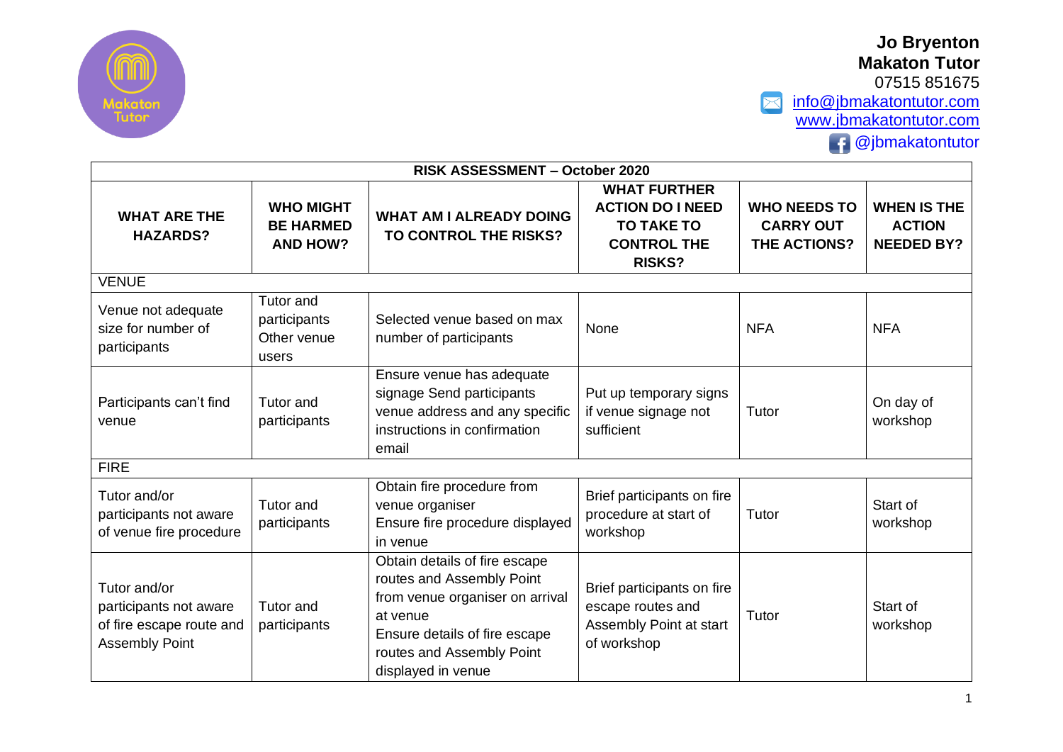**Jo Bryenton**
**Makaton Tutor**
07515 851675
info@jbmakatontutor.com
www.jbmakatontutor.com
@jbmakatontutor

| RISK ASSESSMENT – October 2020 | | | | | |
|---|---|---|---|---|---|
| **WHAT ARE THE HAZARDS?** | **WHO MIGHT BE HARMED AND HOW?** | **WHAT AM I ALREADY DOING TO CONTROL THE RISKS?** | **WHAT FURTHER ACTION DO I NEED TO TAKE TO CONTROL THE RISKS?** | **WHO NEEDS TO CARRY OUT THE ACTIONS?** | **WHEN IS THE ACTION NEEDED BY?** |
| VENUE | | | | | |
| Venue not adequate size for number of participants | Tutor and participants Other venue users | Selected venue based on max number of participants | None | NFA | NFA |
| Participants can't find venue | Tutor and participants | Ensure venue has adequate signage Send participants venue address and any specific instructions in confirmation email | Put up temporary signs if venue signage not sufficient | Tutor | On day of workshop |
| FIRE | | | | | |
| Tutor and/or participants not aware of venue fire procedure | Tutor and participants | Obtain fire procedure from venue organiser Ensure fire procedure displayed in venue | Brief participants on fire procedure at start of workshop | Tutor | Start of workshop |
| Tutor and/or participants not aware of fire escape route and Assembly Point | Tutor and participants | Obtain details of fire escape routes and Assembly Point from venue organiser on arrival at venue Ensure details of fire escape routes and Assembly Point displayed in venue | Brief participants on fire escape routes and Assembly Point at start of workshop | Tutor | Start of workshop |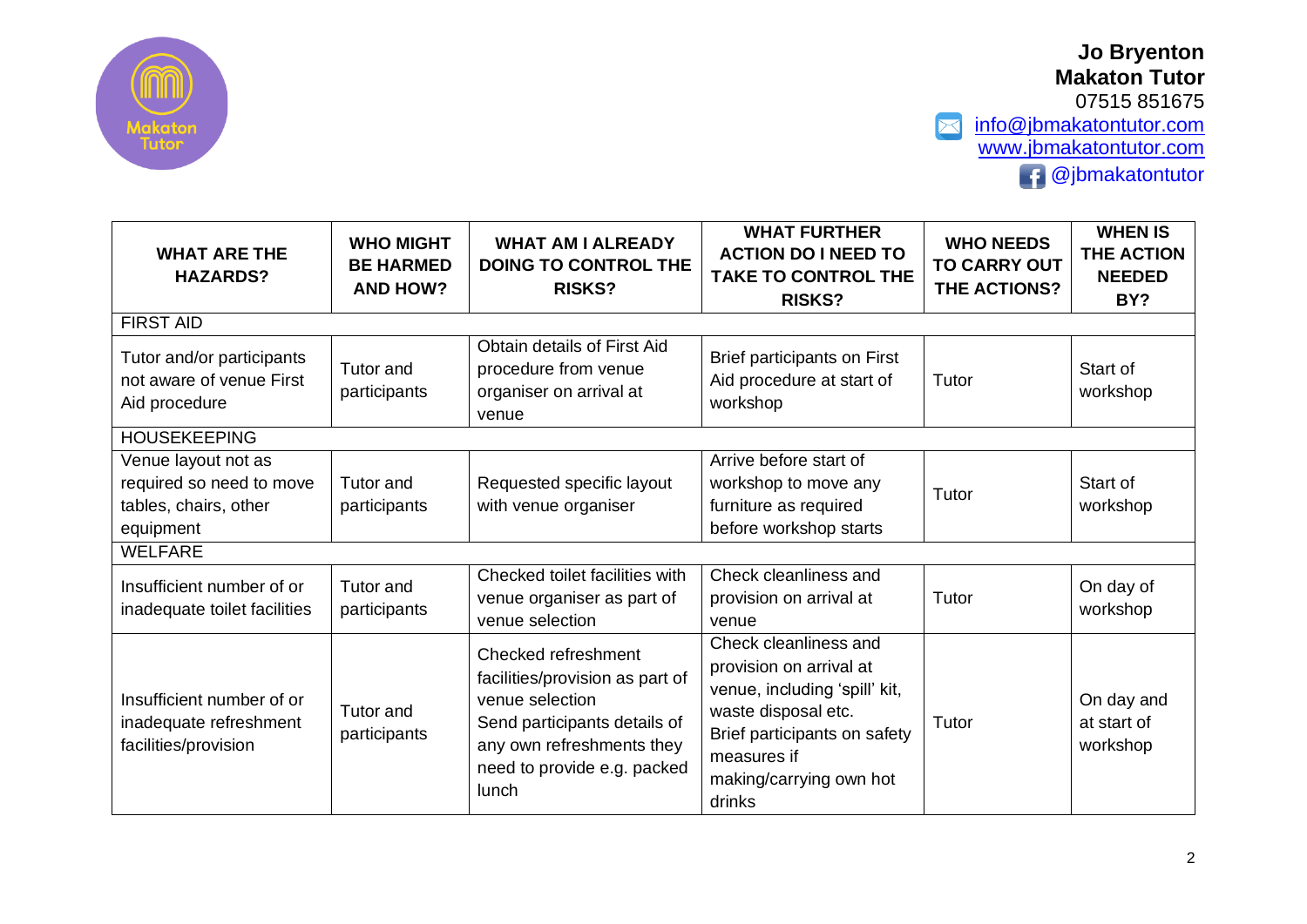**Jo Bryenton**
**Makaton Tutor**
07515 851675
info@jbmakatontutor.com
www.jbmakatontutor.com
@jbmakatontutor

| WHAT ARE THE HAZARDS? | WHO MIGHT BE HARMED AND HOW? | WHAT AM I ALREADY DOING TO CONTROL THE RISKS? | WHAT FURTHER ACTION DO I NEED TO TAKE TO CONTROL THE RISKS? | WHO NEEDS TO CARRY OUT THE ACTIONS? | WHEN IS THE ACTION NEEDED BY? |
|---|---|---|---|---|---|
| FIRST AID | | | | | |
| Tutor and/or participants not aware of venue First Aid procedure | Tutor and participants | Obtain details of First Aid procedure from venue organiser on arrival at venue | Brief participants on First Aid procedure at start of workshop | Tutor | Start of workshop |
| HOUSEKEEPING | | | | | |
| Venue layout not as required so need to move tables, chairs, other equipment | Tutor and participants | Requested specific layout with venue organiser | Arrive before start of workshop to move any furniture as required before workshop starts | Tutor | Start of workshop |
| WELFARE | | | | | |
| Insufficient number of or inadequate toilet facilities | Tutor and participants | Checked toilet facilities with venue organiser as part of venue selection | Check cleanliness and provision on arrival at venue | Tutor | On day of workshop |
| Insufficient number of or inadequate refreshment facilities/provision | Tutor and participants | Checked refreshment facilities/provision as part of venue selection<br>Send participants details of any own refreshments they need to provide e.g. packed lunch | Check cleanliness and provision on arrival at venue, including 'spill' kit, waste disposal etc.<br>Brief participants on safety measures if making/carrying own hot drinks | Tutor | On day and at start of workshop |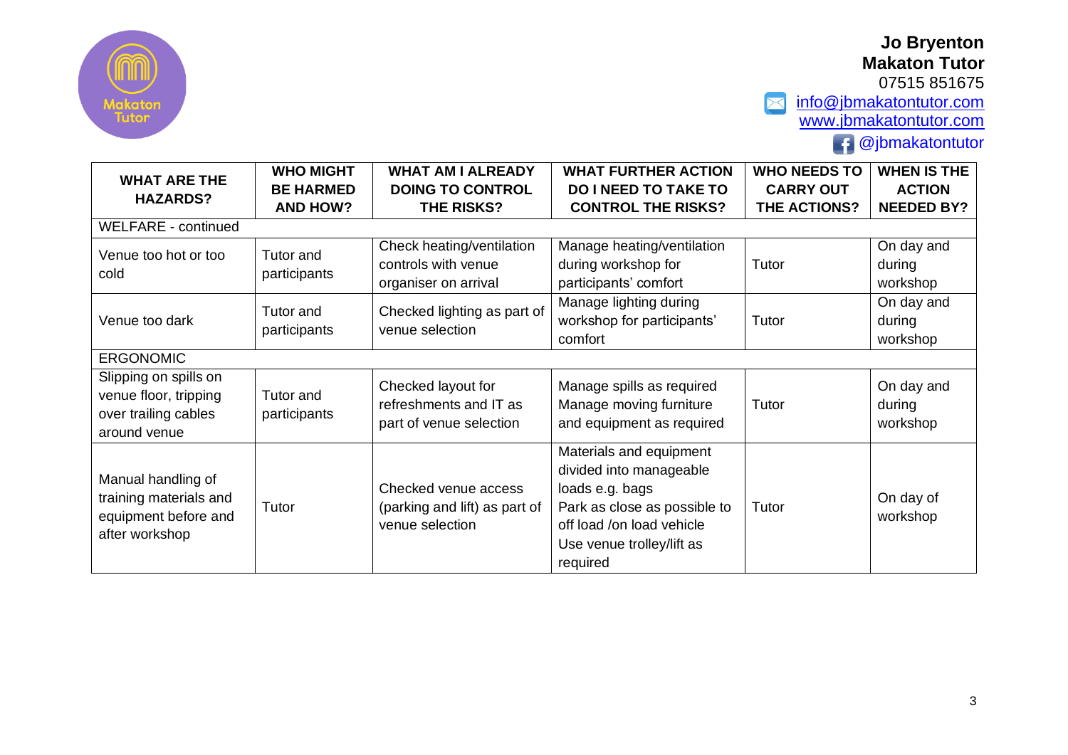**Jo Bryenton**
**Makaton Tutor**
07515 851675
info@jbmakatontutor.com
www.jbmakatontutor.com
@jbmakatontutor

| WHAT ARE THE HAZARDS? | WHO MIGHT BE HARMED AND HOW? | WHAT AM I ALREADY DOING TO CONTROL THE RISKS? | WHAT FURTHER ACTION DO I NEED TO TAKE TO CONTROL THE RISKS? | WHO NEEDS TO CARRY OUT THE ACTIONS? | WHEN IS THE ACTION NEEDED BY? |
|---|---|---|---|---|---|
| WELFARE - continued | | | | | |
| Venue too hot or too cold | Tutor and participants | Check heating/ventilation controls with venue organiser on arrival | Manage heating/ventilation during workshop for participants' comfort | Tutor | On day and during workshop |
| Venue too dark | Tutor and participants | Checked lighting as part of venue selection | Manage lighting during workshop for participants' comfort | Tutor | On day and during workshop |
| ERGONOMIC | | | | | |
| Slipping on spills on venue floor, tripping over trailing cables around venue | Tutor and participants | Checked layout for refreshments and IT as part of venue selection | Manage spills as required<br>Manage moving furniture and equipment as required | Tutor | On day and during workshop |
| Manual handling of training materials and equipment before and after workshop | Tutor | Checked venue access (parking and lift) as part of venue selection | Materials and equipment divided into manageable loads e.g. bags<br>Park as close as possible to off load /on load vehicle<br>Use venue trolley/lift as required | Tutor | On day of workshop |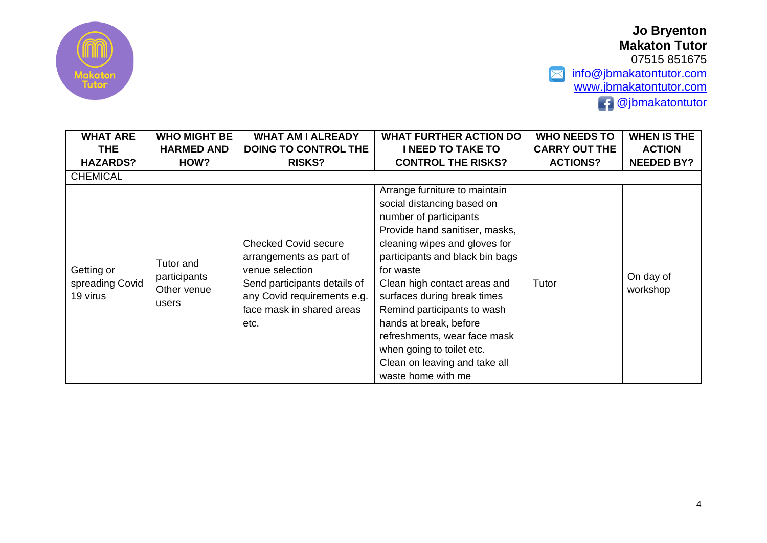**Jo Bryenton**
**Makaton Tutor**
07515 851675
info@jbmakatontutor.com
www.jbmakatontutor.com
@jbmakatontutor

| WHAT ARE THE HAZARDS? | WHO MIGHT BE HARMED AND HOW? | WHAT AM I ALREADY DOING TO CONTROL THE RISKS? | WHAT FURTHER ACTION DO I NEED TO TAKE TO CONTROL THE RISKS? | WHO NEEDS TO CARRY OUT THE ACTIONS? | WHEN IS THE ACTION NEEDED BY? |
|---|---|---|---|---|---|
| CHEMICAL | | | | | |
| Getting or spreading Covid 19 virus | Tutor and participants Other venue users | Checked Covid secure arrangements as part of venue selection Send participants details of any Covid requirements e.g. face mask in shared areas etc. | Arrange furniture to maintain social distancing based on number of participants Provide hand sanitiser, masks, cleaning wipes and gloves for participants and black bin bags for waste Clean high contact areas and surfaces during break times Remind participants to wash hands at break, before refreshments, wear face mask when going to toilet etc. Clean on leaving and take all waste home with me | Tutor | On day of workshop |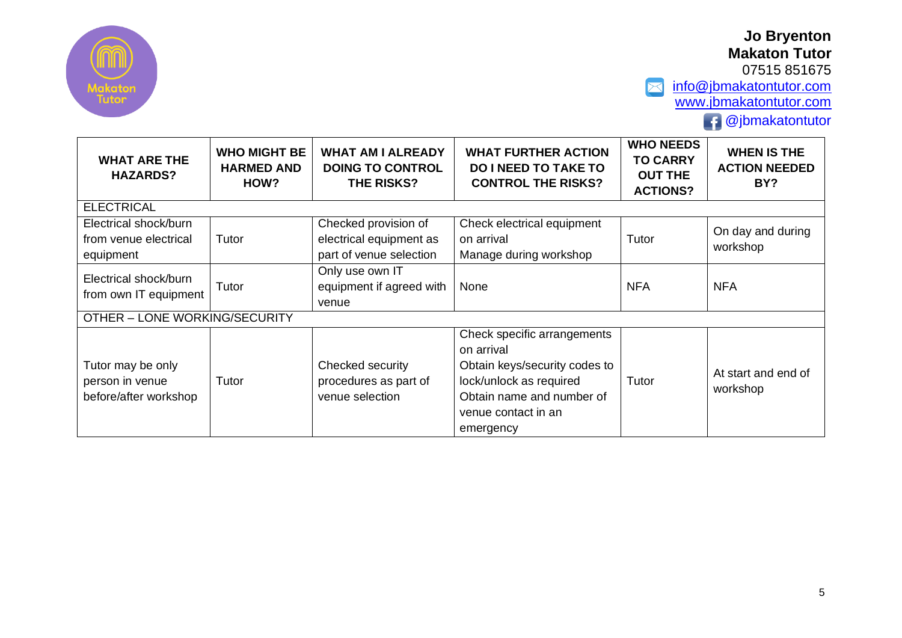**Jo Bryenton**
**Makaton Tutor**
07515 851675
info@jbmakatontutor.com
www.jbmakatontutor.com
@jbmakatontutor

| WHAT ARE THE HAZARDS? | WHO MIGHT BE HARMED AND HOW? | WHAT AM I ALREADY DOING TO CONTROL THE RISKS? | WHAT FURTHER ACTION DO I NEED TO TAKE TO CONTROL THE RISKS? | WHO NEEDS TO CARRY OUT THE ACTIONS? | WHEN IS THE ACTION NEEDED BY? |
|---|---|---|---|---|---|
| ELECTRICAL | | | | | |
| Electrical shock/burn from venue electrical equipment | Tutor | Checked provision of electrical equipment as part of venue selection | Check electrical equipment on arrival<br>Manage during workshop | Tutor | On day and during workshop |
| Electrical shock/burn from own IT equipment | Tutor | Only use own IT equipment if agreed with venue | None | NFA | NFA |
| OTHER – LONE WORKING/SECURITY | | | | | |
| Tutor may be only person in venue before/after workshop | Tutor | Checked security procedures as part of venue selection | Check specific arrangements on arrival<br>Obtain keys/security codes to lock/unlock as required<br>Obtain name and number of venue contact in an emergency | Tutor | At start and end of workshop |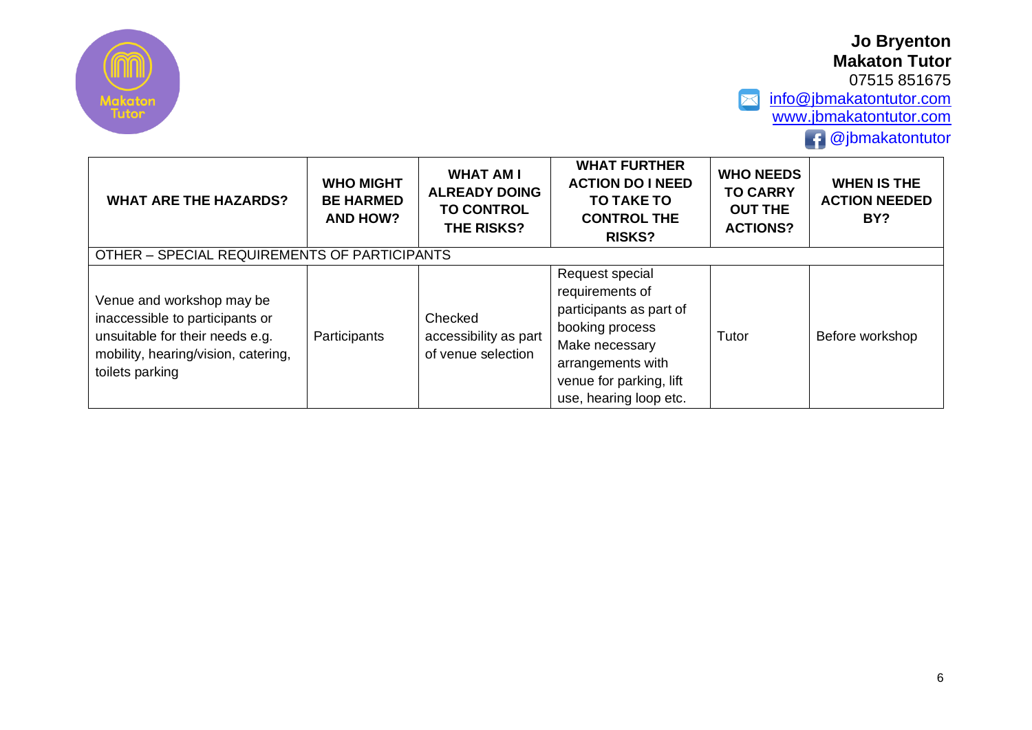**Jo Bryenton**
**Makaton Tutor**
07515 851675
info@jbmakatontutor.com
www.jbmakatontutor.com
@jbmakatontutor

| WHAT ARE THE HAZARDS? | WHO MIGHT BE HARMED AND HOW? | WHAT AM I ALREADY DOING TO CONTROL THE RISKS? | WHAT FURTHER ACTION DO I NEED TO TAKE TO CONTROL THE RISKS? | WHO NEEDS TO CARRY OUT THE ACTIONS? | WHEN IS THE ACTION NEEDED BY? |
|---|---|---|---|---|---|
| OTHER – SPECIAL REQUIREMENTS OF PARTICIPANTS | | | | | |
| Venue and workshop may be inaccessible to participants or unsuitable for their needs e.g. mobility, hearing/vision, catering, toilets parking | Participants | Checked accessibility as part of venue selection | Request special requirements of participants as part of booking process Make necessary arrangements with venue for parking, lift use, hearing loop etc. | Tutor | Before workshop |